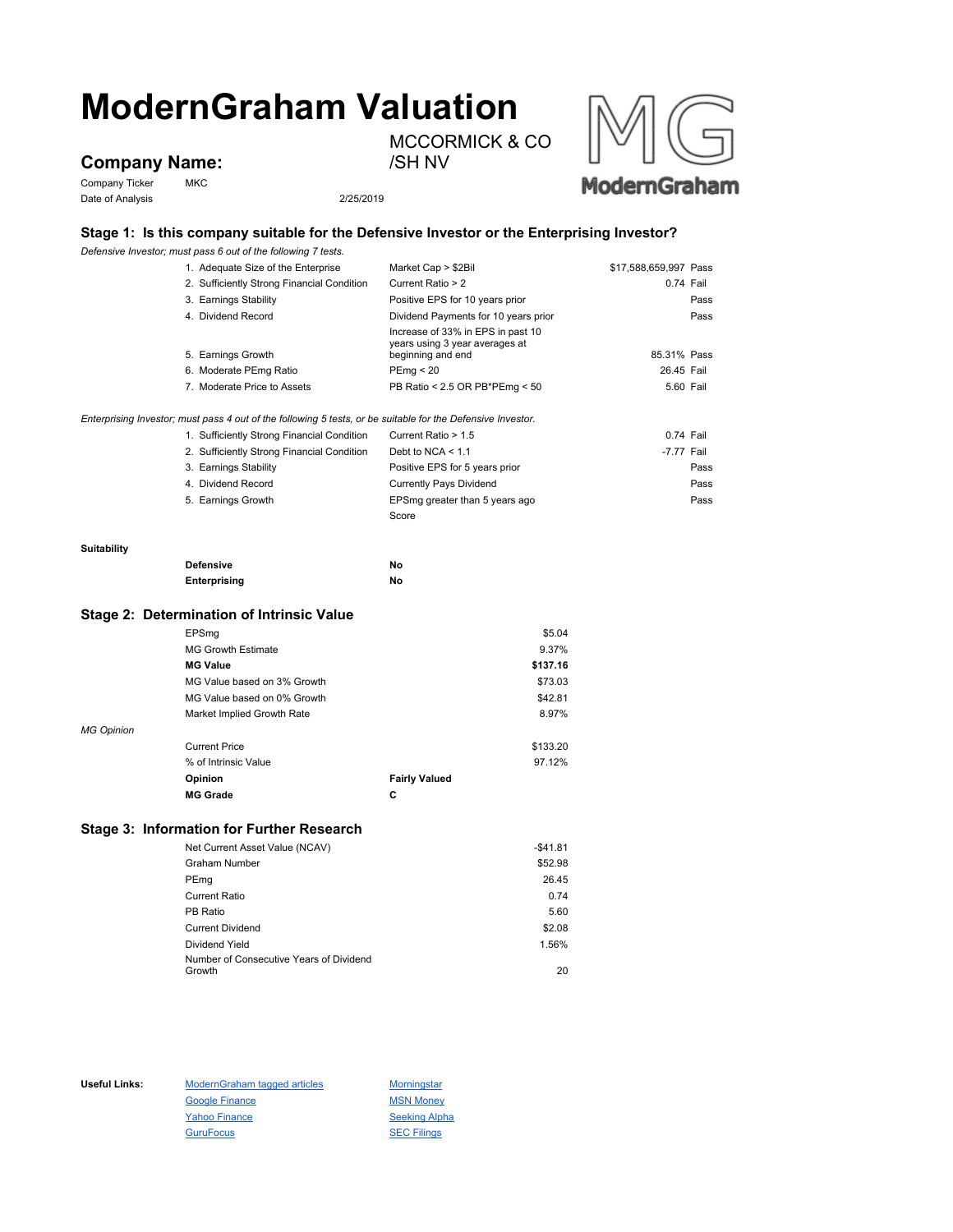# ModernGraham Valuation

## Company Name:

MCCORMICK & CO /SH NV

Company Ticker: MKC

Date of Analysis: 2/25/2019

### Stage 1: Is this company suitable for the Defensive Investor or the Enterprising Investor?

*Defensive Investor; must pass 6 out of the following 7 tests.*

| Test | Criterion | Value | Result |
|---|---|---|---|
| 1. Adequate Size of the Enterprise | Market Cap > $2Bil | $17,588,659,997 | Pass |
| 2. Sufficiently Strong Financial Condition | Current Ratio > 2 | 0.74 | Fail |
| 3. Earnings Stability | Positive EPS for 10 years prior | | Pass |
| 4. Dividend Record | Dividend Payments for 10 years prior | | Pass |
| 5. Earnings Growth | Increase of 33% in EPS in past 10 years using 3 year averages at beginning and end | 85.31% | Pass |
| 6. Moderate PEmg Ratio | PEmg < 20 | 26.45 | Fail |
| 7. Moderate Price to Assets | PB Ratio < 2.5 OR PB*PEmg < 50 | 5.60 | Fail |

*Enterprising Investor; must pass 4 out of the following 5 tests, or be suitable for the Defensive Investor.*

| Test | Criterion | Value | Result |
|---|---|---|---|
| 1. Sufficiently Strong Financial Condition | Current Ratio > 1.5 | 0.74 | Fail |
| 2. Sufficiently Strong Financial Condition | Debt to NCA < 1.1 | -7.77 | Fail |
| 3. Earnings Stability | Positive EPS for 5 years prior | | Pass |
| 4. Dividend Record | Currently Pays Dividend | | Pass |
| 5. Earnings Growth | EPSmg greater than 5 years ago | | Pass |
| | Score | | |

**Suitability**

| | |
|---|---|
| **Defensive** | **No** |
| **Enterprising** | **No** |

### Stage 2: Determination of Intrinsic Value

| | |
|---|---|
| EPSmg | $5.04 |
| MG Growth Estimate | 9.37% |
| **MG Value** | **$137.16** |
| MG Value based on 3% Growth | $73.03 |
| MG Value based on 0% Growth | $42.81 |
| Market Implied Growth Rate | 8.97% |

*MG Opinion*

| | |
|---|---|
| Current Price | $133.20 |
| % of Intrinsic Value | 97.12% |
| **Opinion** | **Fairly Valued** |
| **MG Grade** | **C** |

### Stage 3: Information for Further Research

| | |
|---|---|
| Net Current Asset Value (NCAV) | -$41.81 |
| Graham Number | $52.98 |
| PEmg | 26.45 |
| Current Ratio | 0.74 |
| PB Ratio | 5.60 |
| Current Dividend | $2.08 |
| Dividend Yield | 1.56% |
| Number of Consecutive Years of Dividend Growth | 20 |

**Useful Links:**

- ModernGraham tagged articles
- Google Finance
- Yahoo Finance
- GuruFocus
- Morningstar
- MSN Money
- Seeking Alpha
- SEC Filings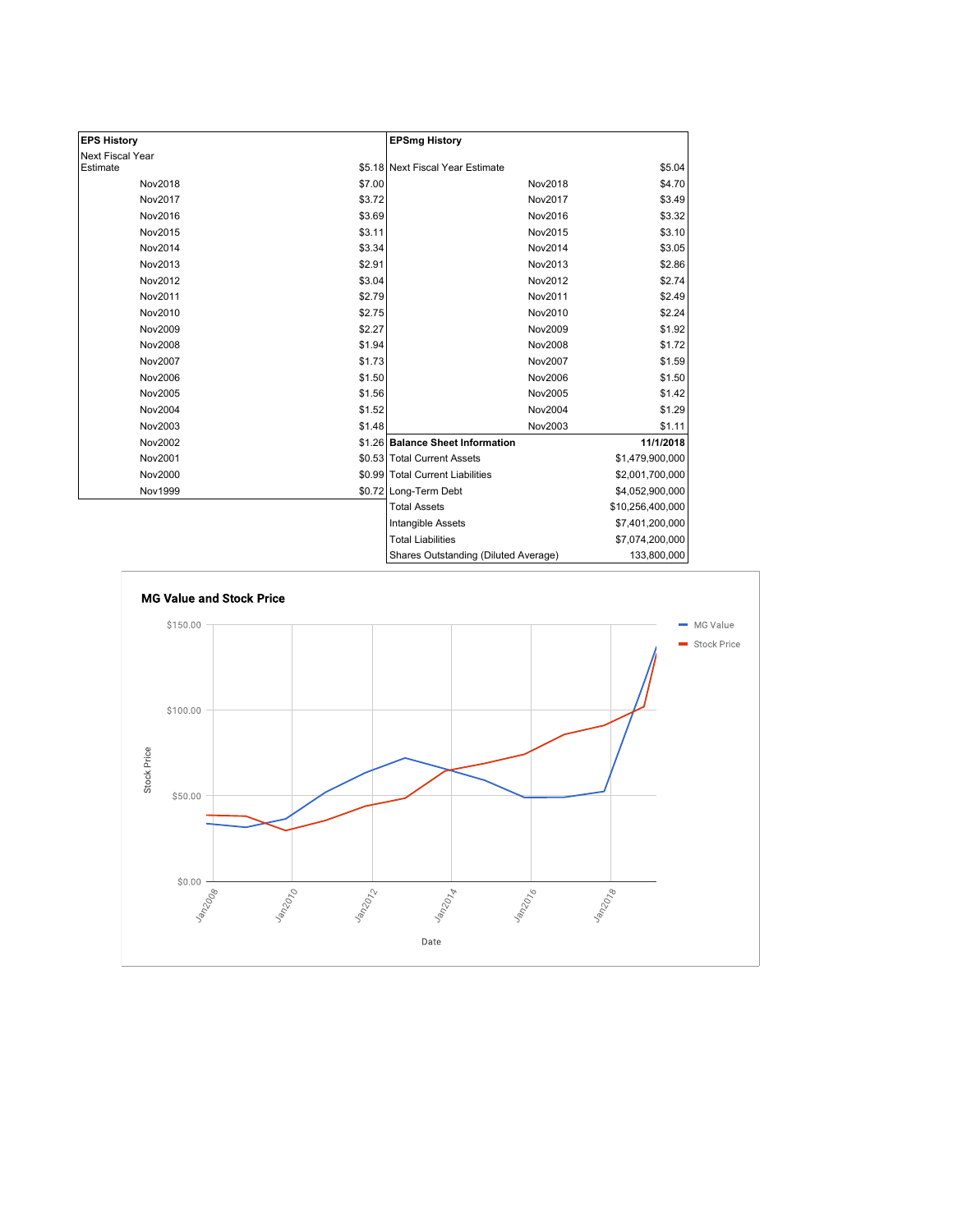| EPS History | | EPSmg History | |
|---|---|---|---|
| Next Fiscal Year Estimate | $5.18 | Next Fiscal Year Estimate | $5.04 |
| Nov2018 | $7.00 | Nov2018 | $4.70 |
| Nov2017 | $3.72 | Nov2017 | $3.49 |
| Nov2016 | $3.69 | Nov2016 | $3.32 |
| Nov2015 | $3.11 | Nov2015 | $3.10 |
| Nov2014 | $3.34 | Nov2014 | $3.05 |
| Nov2013 | $2.91 | Nov2013 | $2.86 |
| Nov2012 | $3.04 | Nov2012 | $2.74 |
| Nov2011 | $2.79 | Nov2011 | $2.49 |
| Nov2010 | $2.75 | Nov2010 | $2.24 |
| Nov2009 | $2.27 | Nov2009 | $1.92 |
| Nov2008 | $1.94 | Nov2008 | $1.72 |
| Nov2007 | $1.73 | Nov2007 | $1.59 |
| Nov2006 | $1.50 | Nov2006 | $1.50 |
| Nov2005 | $1.56 | Nov2005 | $1.42 |
| Nov2004 | $1.52 | Nov2004 | $1.29 |
| Nov2003 | $1.48 | Nov2003 | $1.11 |
| Nov2002 | $1.26 | **Balance Sheet Information** | **11/1/2018** |
| Nov2001 | $0.53 | Total Current Assets | $1,479,900,000 |
| Nov2000 | $0.99 | Total Current Liabilities | $2,001,700,000 |
| Nov1999 | $0.72 | Long-Term Debt | $4,052,900,000 |
| | | Total Assets | $10,256,400,000 |
| | | Intangible Assets | $7,401,200,000 |
| | | Total Liabilities | $7,074,200,000 |
| | | Shares Outstanding (Diluted Average) | 133,800,000 |

**MG Value and Stock Price**

(Chart: Stock Price vs. Date, Jan2008–Jan2018; series: MG Value, Stock Price)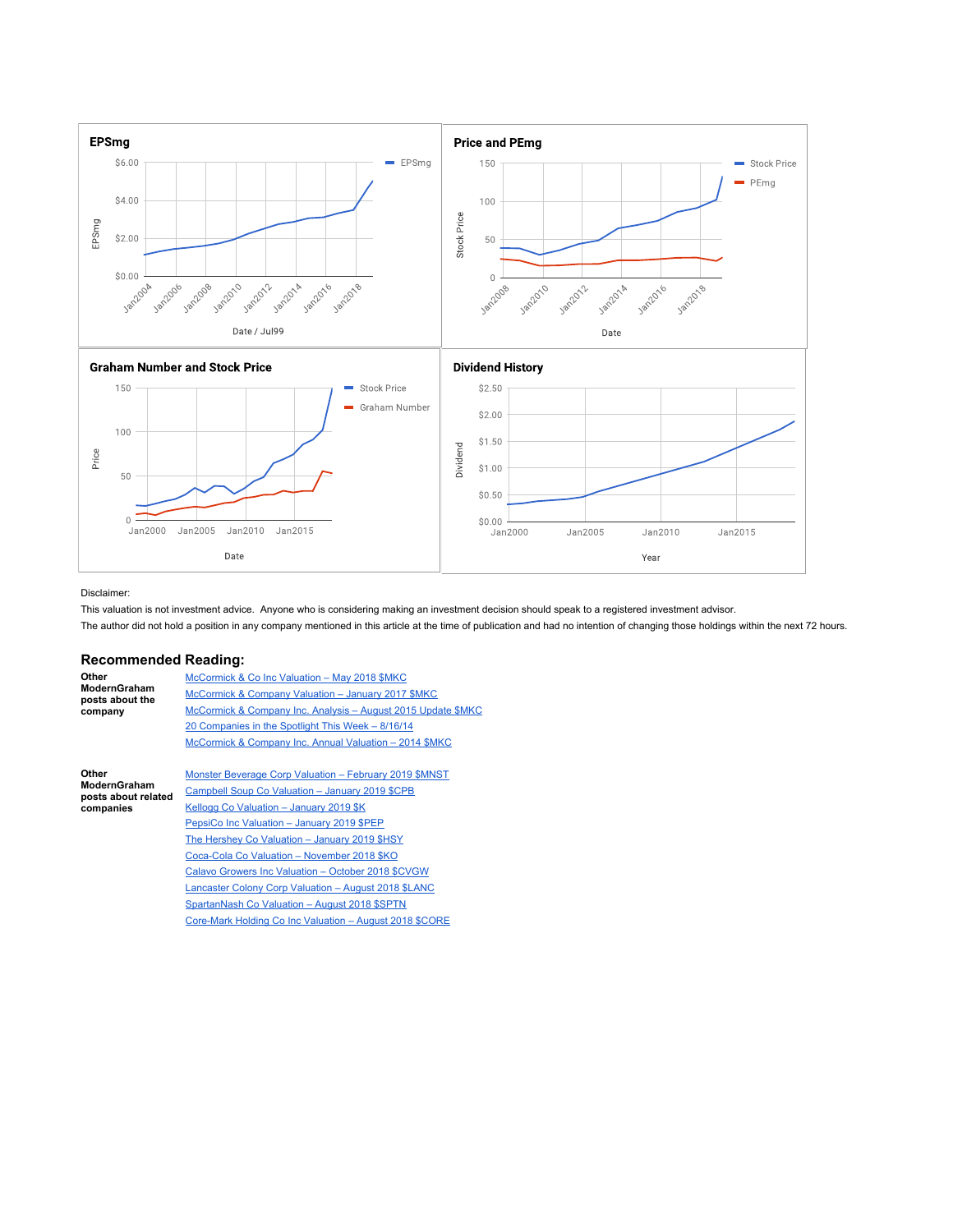EPSmg

$6.00
$4.00
$2.00
$0.00

EPSmg

EPSmg

Jan2004
Jan2006
Jan2008
Jan2010
Jan2012
Jan2014
Jan2016
Jan2018

Date / Jul99

Price and PEmg

150
100
50
0

Stock Price

Stock Price
PEmg

Jan2008
Jan2010
Jan2012
Jan2014
Jan2016
Jan2018

Date

Graham Number and Stock Price

150
100
50
0

Price

Stock Price
Graham Number

Jan2000
Jan2005
Jan2010
Jan2015

Date

Dividend History

$2.50
$2.00
$1.50
$1.00
$0.50
$0.00

Dividend

Jan2000
Jan2005
Jan2010
Jan2015

Year

Disclaimer:

This valuation is not investment advice. Anyone who is considering making an investment decision should speak to a registered investment advisor.

The author did not hold a position in any company mentioned in this article at the time of publication and had no intention of changing those holdings within the next 72 hours.

## Recommended Reading:

**Other ModernGraham posts about the company**

- McCormick & Co Inc Valuation – May 2018 $MKC
- McCormick & Company Valuation – January 2017 $MKC
- McCormick & Company Inc. Analysis – August 2015 Update $MKC
- 20 Companies in the Spotlight This Week – 8/16/14
- McCormick & Company Inc. Annual Valuation – 2014 $MKC

**Other ModernGraham posts about related companies**

- Monster Beverage Corp Valuation – February 2019 $MNST
- Campbell Soup Co Valuation – January 2019 $CPB
- Kellogg Co Valuation – January 2019 $K
- PepsiCo Inc Valuation – January 2019 $PEP
- The Hershey Co Valuation – January 2019 $HSY
- Coca-Cola Co Valuation – November 2018 $KO
- Calavo Growers Inc Valuation – October 2018 $CVGW
- Lancaster Colony Corp Valuation – August 2018 $LANC
- SpartanNash Co Valuation – August 2018 $SPTN
- Core-Mark Holding Co Inc Valuation – August 2018 $CORE